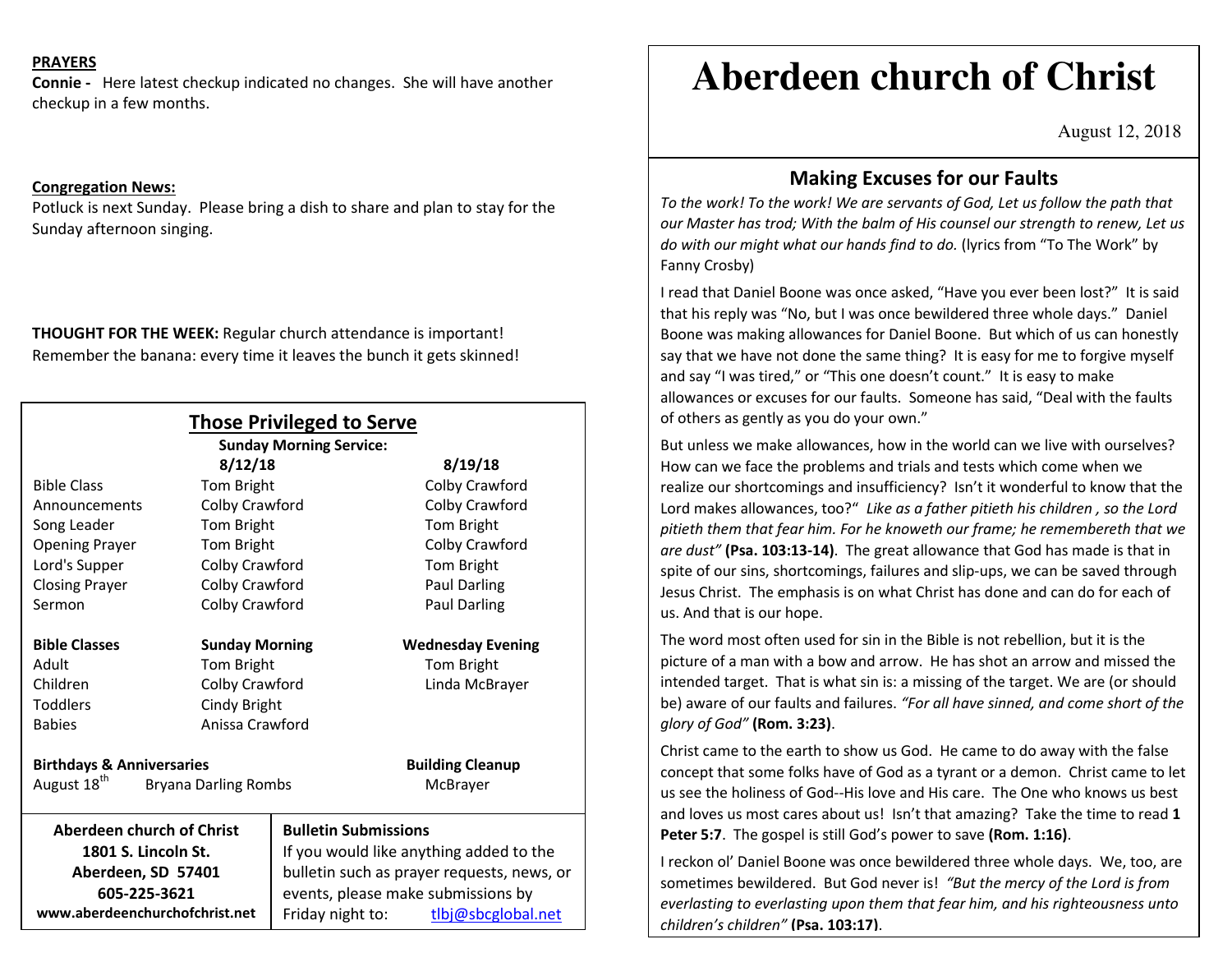**PRAYERS**

**Connie -** Here latest checkup indicated no changes. She will have another checkup in a few months.

**Congregation News:**

Potluck is next Sunday. Please bring a dish to share and plan to stay for the Sunday afternoon singing.

**THOUGHT FOR THE WEEK:** Regular church attendance is important! Remember the banana: every time it leaves the bunch it gets skinned!

## Those Privileged to Serve

**Sunday Morning Service:**

| | 8/12/18 | 8/19/18 |
|---|---|---|
| Bible Class | Tom Bright | Colby Crawford |
| Announcements | Colby Crawford | Colby Crawford |
| Song Leader | Tom Bright | Tom Bright |
| Opening Prayer | Tom Bright | Colby Crawford |
| Lord's Supper | Colby Crawford | Tom Bright |
| Closing Prayer | Colby Crawford | Paul Darling |
| Sermon | Colby Crawford | Paul Darling |

| **Bible Classes** | **Sunday Morning** | **Wednesday Evening** |
|---|---|---|
| Adult | Tom Bright | Tom Bright |
| Children | Colby Crawford | Linda McBrayer |
| Toddlers | Cindy Bright | |
| Babies | Anissa Crawford | |

**Birthdays & Anniversaries**

August 18th Bryana Darling Rombs

**Building Cleanup**

McBrayer

**Aberdeen church of Christ**
**1801 S. Lincoln St.**
**Aberdeen, SD 57401**
**605-225-3621**
**www.aberdeenchurchofchrist.net**

**Bulletin Submissions**

If you would like anything added to the bulletin such as prayer requests, news, or events, please make submissions by Friday night to: tlbj@sbcglobal.net

# Aberdeen church of Christ

August 12, 2018

## Making Excuses for our Faults

*To the work! To the work! We are servants of God, Let us follow the path that our Master has trod; With the balm of His counsel our strength to renew, Let us do with our might what our hands find to do.* (lyrics from "To The Work" by Fanny Crosby)

I read that Daniel Boone was once asked, "Have you ever been lost?" It is said that his reply was "No, but I was once bewildered three whole days." Daniel Boone was making allowances for Daniel Boone. But which of us can honestly say that we have not done the same thing? It is easy for me to forgive myself and say "I was tired," or "This one doesn't count." It is easy to make allowances or excuses for our faults. Someone has said, "Deal with the faults of others as gently as you do your own."

But unless we make allowances, how in the world can we live with ourselves? How can we face the problems and trials and tests which come when we realize our shortcomings and insufficiency? Isn't it wonderful to know that the Lord makes allowances, too?" *Like as a father pitieth his children , so the Lord pitieth them that fear him. For he knoweth our frame; he remembereth that we are dust"* **(Psa. 103:13-14)**. The great allowance that God has made is that in spite of our sins, shortcomings, failures and slip-ups, we can be saved through Jesus Christ. The emphasis is on what Christ has done and can do for each of us. And that is our hope.

The word most often used for sin in the Bible is not rebellion, but it is the picture of a man with a bow and arrow. He has shot an arrow and missed the intended target. That is what sin is: a missing of the target. We are (or should be) aware of our faults and failures. *"For all have sinned, and come short of the glory of God"* **(Rom. 3:23)**.

Christ came to the earth to show us God. He came to do away with the false concept that some folks have of God as a tyrant or a demon. Christ came to let us see the holiness of God--His love and His care. The One who knows us best and loves us most cares about us! Isn't that amazing? Take the time to read **1 Peter 5:7**. The gospel is still God's power to save **(Rom. 1:16)**.

I reckon ol' Daniel Boone was once bewildered three whole days. We, too, are sometimes bewildered. But God never is! *"But the mercy of the Lord is from everlasting to everlasting upon them that fear him, and his righteousness unto children's children"* **(Psa. 103:17)**.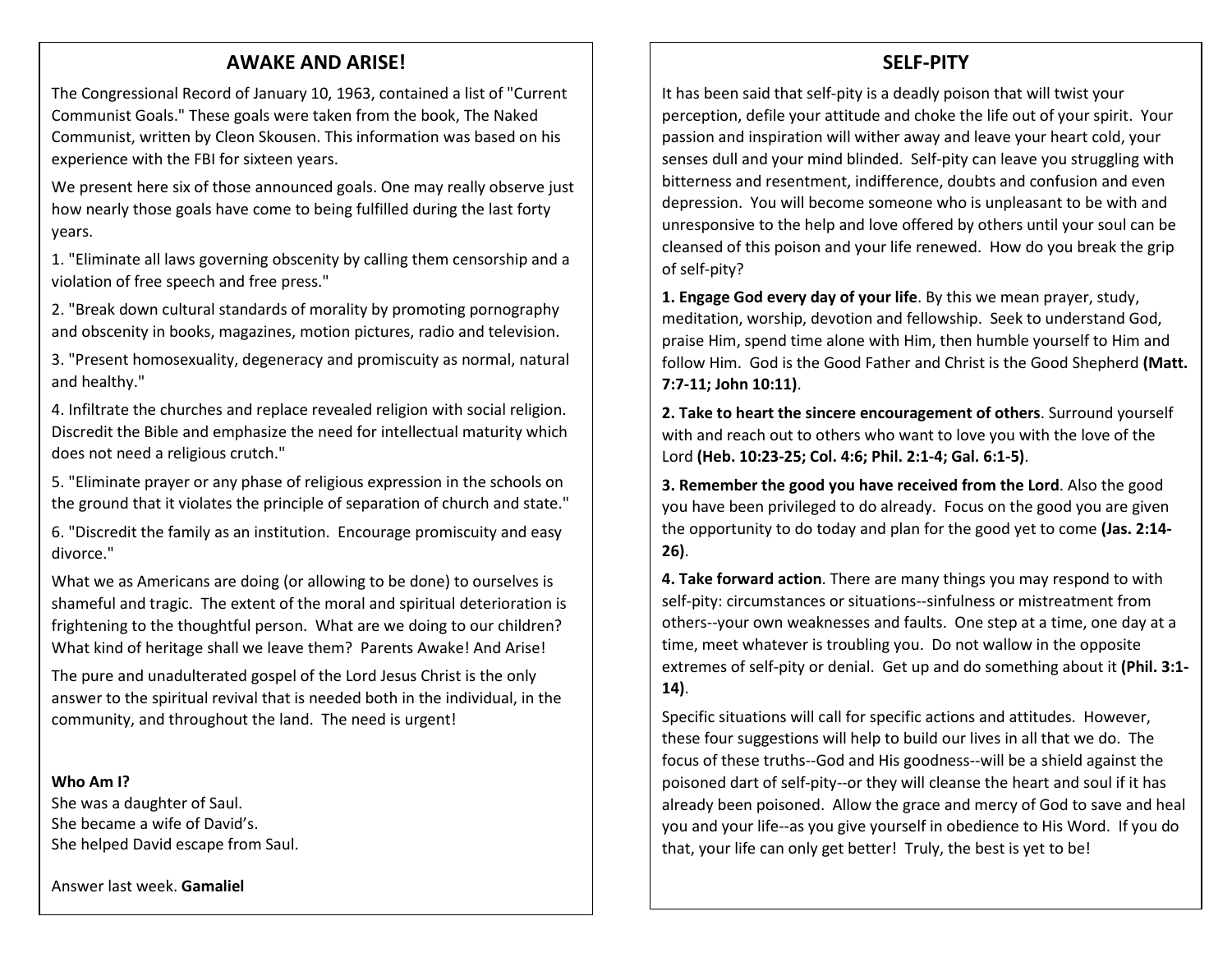## AWAKE AND ARISE!

The Congressional Record of January 10, 1963, contained a list of "Current Communist Goals." These goals were taken from the book, The Naked Communist, written by Cleon Skousen. This information was based on his experience with the FBI for sixteen years.

We present here six of those announced goals. One may really observe just how nearly those goals have come to being fulfilled during the last forty years.

1. "Eliminate all laws governing obscenity by calling them censorship and a violation of free speech and free press."

2. "Break down cultural standards of morality by promoting pornography and obscenity in books, magazines, motion pictures, radio and television.

3. "Present homosexuality, degeneracy and promiscuity as normal, natural and healthy."

4. Infiltrate the churches and replace revealed religion with social religion. Discredit the Bible and emphasize the need for intellectual maturity which does not need a religious crutch."

5. "Eliminate prayer or any phase of religious expression in the schools on the ground that it violates the principle of separation of church and state."

6. "Discredit the family as an institution. Encourage promiscuity and easy divorce."

What we as Americans are doing (or allowing to be done) to ourselves is shameful and tragic. The extent of the moral and spiritual deterioration is frightening to the thoughtful person. What are we doing to our children? What kind of heritage shall we leave them? Parents Awake! And Arise!

The pure and unadulterated gospel of the Lord Jesus Christ is the only answer to the spiritual revival that is needed both in the individual, in the community, and throughout the land. The need is urgent!

**Who Am I?**
She was a daughter of Saul.
She became a wife of David's.
She helped David escape from Saul.

Answer last week. **Gamaliel**

## SELF-PITY

It has been said that self-pity is a deadly poison that will twist your perception, defile your attitude and choke the life out of your spirit. Your passion and inspiration will wither away and leave your heart cold, your senses dull and your mind blinded. Self-pity can leave you struggling with bitterness and resentment, indifference, doubts and confusion and even depression. You will become someone who is unpleasant to be with and unresponsive to the help and love offered by others until your soul can be cleansed of this poison and your life renewed. How do you break the grip of self-pity?

**1. Engage God every day of your life**. By this we mean prayer, study, meditation, worship, devotion and fellowship. Seek to understand God, praise Him, spend time alone with Him, then humble yourself to Him and follow Him. God is the Good Father and Christ is the Good Shepherd **(Matt. 7:7-11; John 10:11)**.

**2. Take to heart the sincere encouragement of others**. Surround yourself with and reach out to others who want to love you with the love of the Lord **(Heb. 10:23-25; Col. 4:6; Phil. 2:1-4; Gal. 6:1-5)**.

**3. Remember the good you have received from the Lord**. Also the good you have been privileged to do already. Focus on the good you are given the opportunity to do today and plan for the good yet to come **(Jas. 2:14-26)**.

**4. Take forward action**. There are many things you may respond to with self-pity: circumstances or situations--sinfulness or mistreatment from others--your own weaknesses and faults. One step at a time, one day at a time, meet whatever is troubling you. Do not wallow in the opposite extremes of self-pity or denial. Get up and do something about it **(Phil. 3:1-14)**.

Specific situations will call for specific actions and attitudes. However, these four suggestions will help to build our lives in all that we do. The focus of these truths--God and His goodness--will be a shield against the poisoned dart of self-pity--or they will cleanse the heart and soul if it has already been poisoned. Allow the grace and mercy of God to save and heal you and your life--as you give yourself in obedience to His Word. If you do that, your life can only get better! Truly, the best is yet to be!